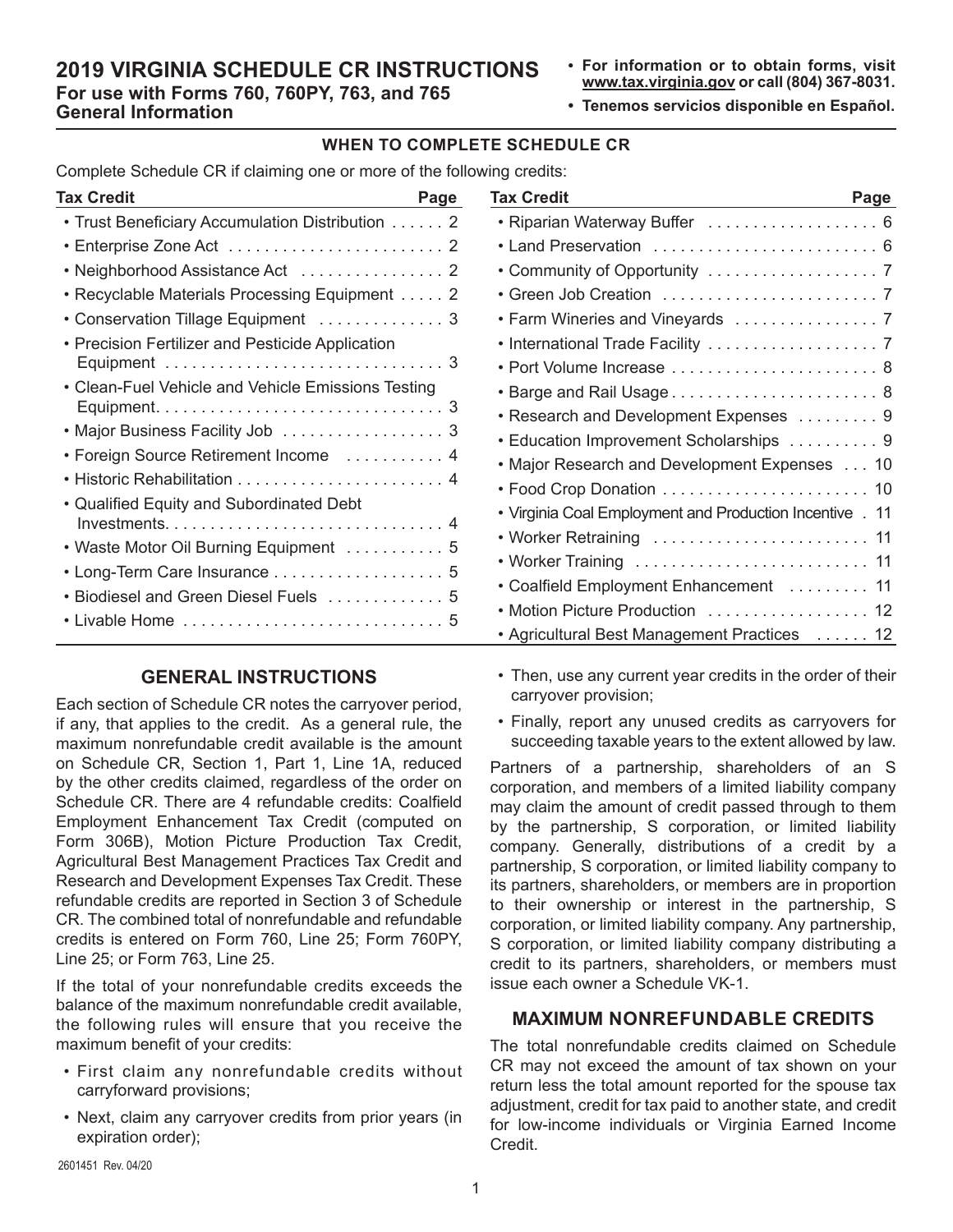# 2019 VIRGINIA SCHEDULE CR INSTRUCTIONS

**For use with Forms 760, 760PY, 763, and 765**

**General Information**

- **For information or to obtain forms, visit www.tax.virginia.gov or call (804) 367-8031.**
- **Tenemos servicios disponible en Español.**

## WHEN TO COMPLETE SCHEDULE CR

Complete Schedule CR if claiming one or more of the following credits:

| Tax Credit | Page |
|---|---|
| • Trust Beneficiary Accumulation Distribution | 2 |
| • Enterprise Zone Act | 2 |
| • Neighborhood Assistance Act | 2 |
| • Recyclable Materials Processing Equipment | 2 |
| • Conservation Tillage Equipment | 3 |
| • Precision Fertilizer and Pesticide Application Equipment | 3 |
| • Clean-Fuel Vehicle and Vehicle Emissions Testing Equipment | 3 |
| • Major Business Facility Job | 3 |
| • Foreign Source Retirement Income | 4 |
| • Historic Rehabilitation | 4 |
| • Qualified Equity and Subordinated Debt Investments | 4 |
| • Waste Motor Oil Burning Equipment | 5 |
| • Long-Term Care Insurance | 5 |
| • Biodiesel and Green Diesel Fuels | 5 |
| • Livable Home | 5 |
| • Riparian Waterway Buffer | 6 |
| • Land Preservation | 6 |
| • Community of Opportunity | 7 |
| • Green Job Creation | 7 |
| • Farm Wineries and Vineyards | 7 |
| • International Trade Facility | 7 |
| • Port Volume Increase | 8 |
| • Barge and Rail Usage | 8 |
| • Research and Development Expenses | 9 |
| • Education Improvement Scholarships | 9 |
| • Major Research and Development Expenses | 10 |
| • Food Crop Donation | 10 |
| • Virginia Coal Employment and Production Incentive | 11 |
| • Worker Retraining | 11 |
| • Worker Training | 11 |
| • Coalfield Employment Enhancement | 11 |
| • Motion Picture Production | 12 |
| • Agricultural Best Management Practices | 12 |

## GENERAL INSTRUCTIONS

Each section of Schedule CR notes the carryover period, if any, that applies to the credit. As a general rule, the maximum nonrefundable credit available is the amount on Schedule CR, Section 1, Part 1, Line 1A, reduced by the other credits claimed, regardless of the order on Schedule CR. There are 4 refundable credits: Coalfield Employment Enhancement Tax Credit (computed on Form 306B), Motion Picture Production Tax Credit, Agricultural Best Management Practices Tax Credit and Research and Development Expenses Tax Credit. These refundable credits are reported in Section 3 of Schedule CR. The combined total of nonrefundable and refundable credits is entered on Form 760, Line 25; Form 760PY, Line 25; or Form 763, Line 25.

If the total of your nonrefundable credits exceeds the balance of the maximum nonrefundable credit available, the following rules will ensure that you receive the maximum benefit of your credits:

- First claim any nonrefundable credits without carryforward provisions;
- Next, claim any carryover credits from prior years (in expiration order);
- Then, use any current year credits in the order of their carryover provision;
- Finally, report any unused credits as carryovers for succeeding taxable years to the extent allowed by law.

Partners of a partnership, shareholders of an S corporation, and members of a limited liability company may claim the amount of credit passed through to them by the partnership, S corporation, or limited liability company. Generally, distributions of a credit by a partnership, S corporation, or limited liability company to its partners, shareholders, or members are in proportion to their ownership or interest in the partnership, S corporation, or limited liability company. Any partnership, S corporation, or limited liability company distributing a credit to its partners, shareholders, or members must issue each owner a Schedule VK-1.

## MAXIMUM NONREFUNDABLE CREDITS

The total nonrefundable credits claimed on Schedule CR may not exceed the amount of tax shown on your return less the total amount reported for the spouse tax adjustment, credit for tax paid to another state, and credit for low-income individuals or Virginia Earned Income Credit.

2601451 Rev. 04/20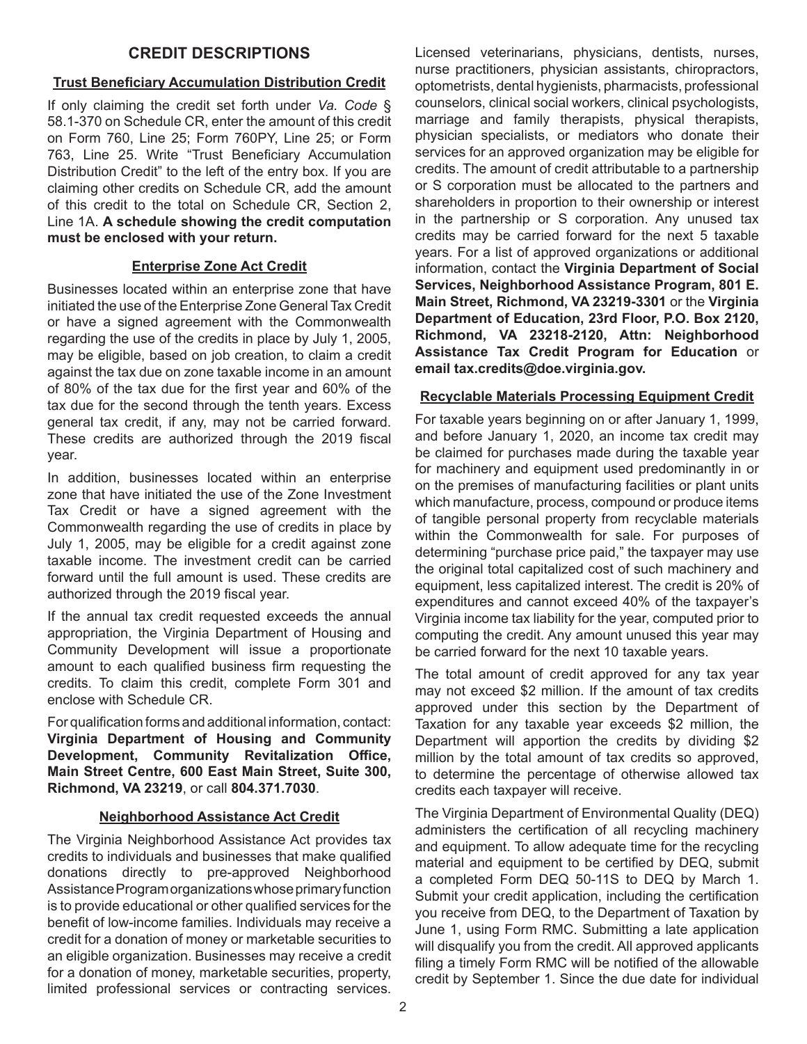# CREDIT DESCRIPTIONS

## Trust Beneficiary Accumulation Distribution Credit

If only claiming the credit set forth under *Va. Code* § 58.1-370 on Schedule CR, enter the amount of this credit on Form 760, Line 25; Form 760PY, Line 25; or Form 763, Line 25. Write "Trust Beneficiary Accumulation Distribution Credit" to the left of the entry box. If you are claiming other credits on Schedule CR, add the amount of this credit to the total on Schedule CR, Section 2, Line 1A. **A schedule showing the credit computation must be enclosed with your return.**

## Enterprise Zone Act Credit

Businesses located within an enterprise zone that have initiated the use of the Enterprise Zone General Tax Credit or have a signed agreement with the Commonwealth regarding the use of the credits in place by July 1, 2005, may be eligible, based on job creation, to claim a credit against the tax due on zone taxable income in an amount of 80% of the tax due for the first year and 60% of the tax due for the second through the tenth years. Excess general tax credit, if any, may not be carried forward. These credits are authorized through the 2019 fiscal year.

In addition, businesses located within an enterprise zone that have initiated the use of the Zone Investment Tax Credit or have a signed agreement with the Commonwealth regarding the use of credits in place by July 1, 2005, may be eligible for a credit against zone taxable income. The investment credit can be carried forward until the full amount is used. These credits are authorized through the 2019 fiscal year.

If the annual tax credit requested exceeds the annual appropriation, the Virginia Department of Housing and Community Development will issue a proportionate amount to each qualified business firm requesting the credits. To claim this credit, complete Form 301 and enclose with Schedule CR.

For qualification forms and additional information, contact: **Virginia Department of Housing and Community Development, Community Revitalization Office, Main Street Centre, 600 East Main Street, Suite 300, Richmond, VA 23219**, or call **804.371.7030**.

## Neighborhood Assistance Act Credit

The Virginia Neighborhood Assistance Act provides tax credits to individuals and businesses that make qualified donations directly to pre-approved Neighborhood Assistance Program organizations whose primary function is to provide educational or other qualified services for the benefit of low-income families. Individuals may receive a credit for a donation of money or marketable securities to an eligible organization. Businesses may receive a credit for a donation of money, marketable securities, property, limited professional services or contracting services. Licensed veterinarians, physicians, dentists, nurses, nurse practitioners, physician assistants, chiropractors, optometrists, dental hygienists, pharmacists, professional counselors, clinical social workers, clinical psychologists, marriage and family therapists, physical therapists, physician specialists, or mediators who donate their services for an approved organization may be eligible for credits. The amount of credit attributable to a partnership or S corporation must be allocated to the partners and shareholders in proportion to their ownership or interest in the partnership or S corporation. Any unused tax credits may be carried forward for the next 5 taxable years. For a list of approved organizations or additional information, contact the **Virginia Department of Social Services, Neighborhood Assistance Program, 801 E. Main Street, Richmond, VA 23219-3301** or the **Virginia Department of Education, 23rd Floor, P.O. Box 2120, Richmond, VA 23218-2120, Attn: Neighborhood Assistance Tax Credit Program for Education** or **email tax.credits@doe.virginia.gov.**

## Recyclable Materials Processing Equipment Credit

For taxable years beginning on or after January 1, 1999, and before January 1, 2020, an income tax credit may be claimed for purchases made during the taxable year for machinery and equipment used predominantly in or on the premises of manufacturing facilities or plant units which manufacture, process, compound or produce items of tangible personal property from recyclable materials within the Commonwealth for sale. For purposes of determining "purchase price paid," the taxpayer may use the original total capitalized cost of such machinery and equipment, less capitalized interest. The credit is 20% of expenditures and cannot exceed 40% of the taxpayer's Virginia income tax liability for the year, computed prior to computing the credit. Any amount unused this year may be carried forward for the next 10 taxable years.

The total amount of credit approved for any tax year may not exceed $2 million. If the amount of tax credits approved under this section by the Department of Taxation for any taxable year exceeds $2 million, the Department will apportion the credits by dividing $2 million by the total amount of tax credits so approved, to determine the percentage of otherwise allowed tax credits each taxpayer will receive.

The Virginia Department of Environmental Quality (DEQ) administers the certification of all recycling machinery and equipment. To allow adequate time for the recycling material and equipment to be certified by DEQ, submit a completed Form DEQ 50-11S to DEQ by March 1. Submit your credit application, including the certification you receive from DEQ, to the Department of Taxation by June 1, using Form RMC. Submitting a late application will disqualify you from the credit. All approved applicants filing a timely Form RMC will be notified of the allowable credit by September 1. Since the due date for individual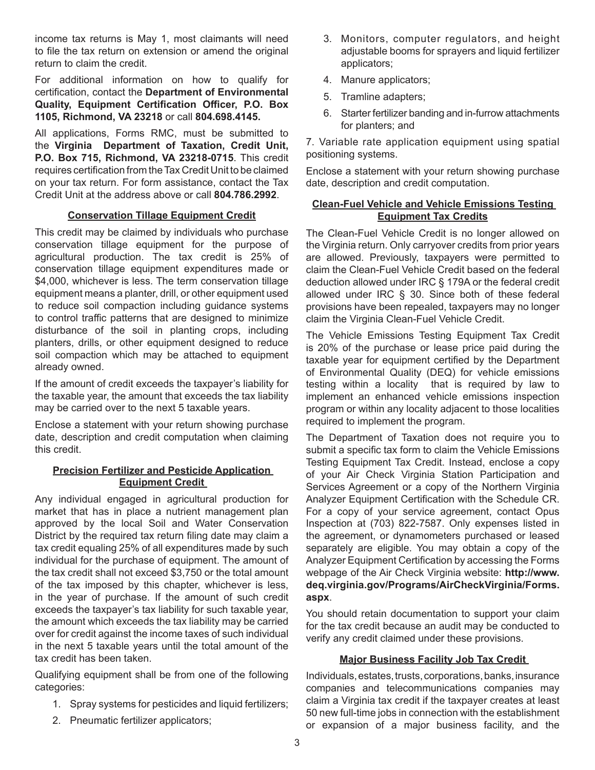income tax returns is May 1, most claimants will need to file the tax return on extension or amend the original return to claim the credit.

For additional information on how to qualify for certification, contact the **Department of Environmental Quality, Equipment Certification Officer, P.O. Box 1105, Richmond, VA 23218** or call **804.698.4145.**

All applications, Forms RMC, must be submitted to the **Virginia Department of Taxation, Credit Unit, P.O. Box 715, Richmond, VA 23218-0715**. This credit requires certification from the Tax Credit Unit to be claimed on your tax return. For form assistance, contact the Tax Credit Unit at the address above or call **804.786.2992**.

## Conservation Tillage Equipment Credit

This credit may be claimed by individuals who purchase conservation tillage equipment for the purpose of agricultural production. The tax credit is 25% of conservation tillage equipment expenditures made or $4,000, whichever is less. The term conservation tillage equipment means a planter, drill, or other equipment used to reduce soil compaction including guidance systems to control traffic patterns that are designed to minimize disturbance of the soil in planting crops, including planters, drills, or other equipment designed to reduce soil compaction which may be attached to equipment already owned.

If the amount of credit exceeds the taxpayer's liability for the taxable year, the amount that exceeds the tax liability may be carried over to the next 5 taxable years.

Enclose a statement with your return showing purchase date, description and credit computation when claiming this credit.

## Precision Fertilizer and Pesticide Application Equipment Credit

Any individual engaged in agricultural production for market that has in place a nutrient management plan approved by the local Soil and Water Conservation District by the required tax return filing date may claim a tax credit equaling 25% of all expenditures made by such individual for the purchase of equipment. The amount of the tax credit shall not exceed $3,750 or the total amount of the tax imposed by this chapter, whichever is less, in the year of purchase. If the amount of such credit exceeds the taxpayer's tax liability for such taxable year, the amount which exceeds the tax liability may be carried over for credit against the income taxes of such individual in the next 5 taxable years until the total amount of the tax credit has been taken.

Qualifying equipment shall be from one of the following categories:

1. Spray systems for pesticides and liquid fertilizers;
2. Pneumatic fertilizer applicators;
3. Monitors, computer regulators, and height adjustable booms for sprayers and liquid fertilizer applicators;
4. Manure applicators;
5. Tramline adapters;
6. Starter fertilizer banding and in-furrow attachments for planters; and
7. Variable rate application equipment using spatial positioning systems.

Enclose a statement with your return showing purchase date, description and credit computation.

## Clean-Fuel Vehicle and Vehicle Emissions Testing Equipment Tax Credits

The Clean-Fuel Vehicle Credit is no longer allowed on the Virginia return. Only carryover credits from prior years are allowed. Previously, taxpayers were permitted to claim the Clean-Fuel Vehicle Credit based on the federal deduction allowed under IRC § 179A or the federal credit allowed under IRC § 30. Since both of these federal provisions have been repealed, taxpayers may no longer claim the Virginia Clean-Fuel Vehicle Credit.

The Vehicle Emissions Testing Equipment Tax Credit is 20% of the purchase or lease price paid during the taxable year for equipment certified by the Department of Environmental Quality (DEQ) for vehicle emissions testing within a locality that is required by law to implement an enhanced vehicle emissions inspection program or within any locality adjacent to those localities required to implement the program.

The Department of Taxation does not require you to submit a specific tax form to claim the Vehicle Emissions Testing Equipment Tax Credit. Instead, enclose a copy of your Air Check Virginia Station Participation and Services Agreement or a copy of the Northern Virginia Analyzer Equipment Certification with the Schedule CR. For a copy of your service agreement, contact Opus Inspection at (703) 822-7587. Only expenses listed in the agreement, or dynamometers purchased or leased separately are eligible. You may obtain a copy of the Analyzer Equipment Certification by accessing the Forms webpage of the Air Check Virginia website: **http://www.deq.virginia.gov/Programs/AirCheckVirginia/Forms.aspx**.

You should retain documentation to support your claim for the tax credit because an audit may be conducted to verify any credit claimed under these provisions.

## Major Business Facility Job Tax Credit

Individuals, estates, trusts, corporations, banks, insurance companies and telecommunications companies may claim a Virginia tax credit if the taxpayer creates at least 50 new full-time jobs in connection with the establishment or expansion of a major business facility, and the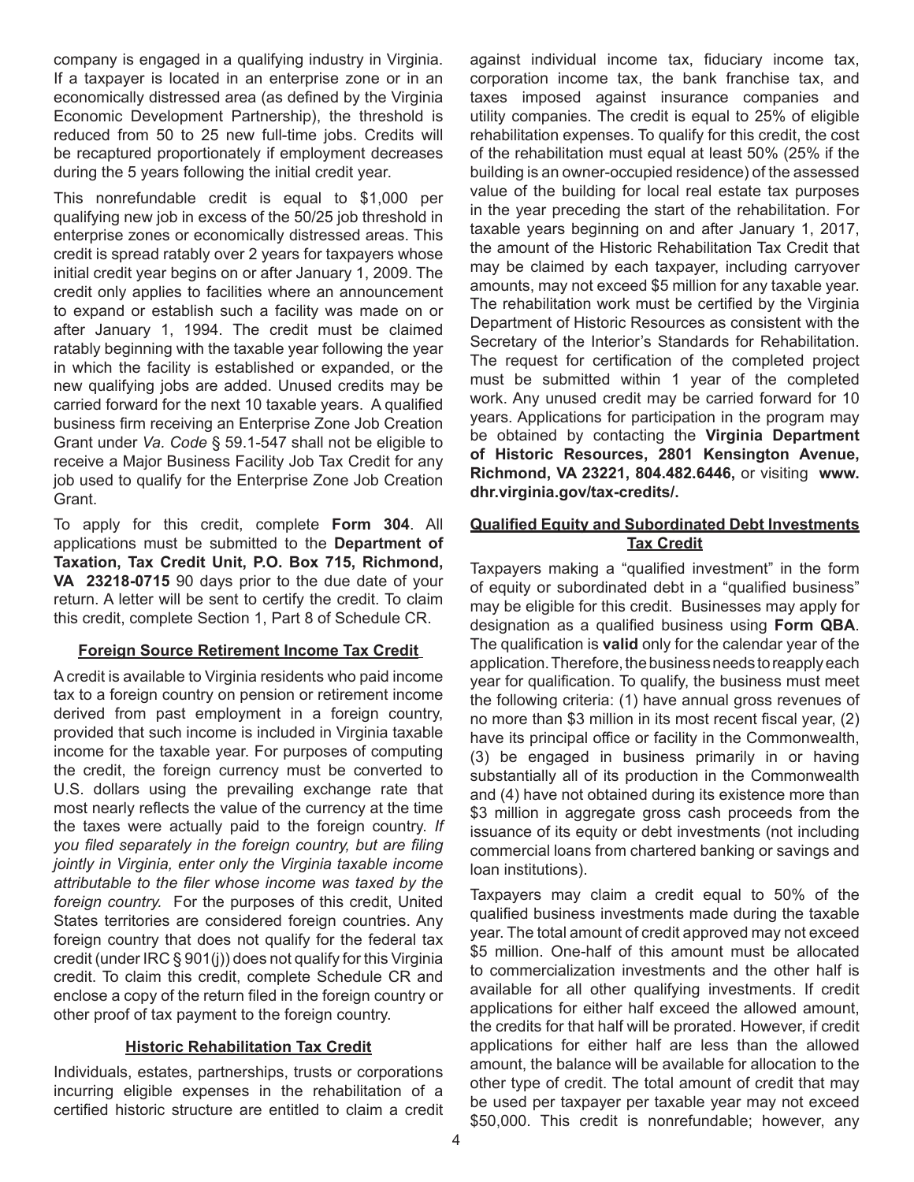company is engaged in a qualifying industry in Virginia. If a taxpayer is located in an enterprise zone or in an economically distressed area (as defined by the Virginia Economic Development Partnership), the threshold is reduced from 50 to 25 new full-time jobs. Credits will be recaptured proportionately if employment decreases during the 5 years following the initial credit year.

This nonrefundable credit is equal to $1,000 per qualifying new job in excess of the 50/25 job threshold in enterprise zones or economically distressed areas. This credit is spread ratably over 2 years for taxpayers whose initial credit year begins on or after January 1, 2009. The credit only applies to facilities where an announcement to expand or establish such a facility was made on or after January 1, 1994. The credit must be claimed ratably beginning with the taxable year following the year in which the facility is established or expanded, or the new qualifying jobs are added. Unused credits may be carried forward for the next 10 taxable years. A qualified business firm receiving an Enterprise Zone Job Creation Grant under *Va. Code* § 59.1-547 shall not be eligible to receive a Major Business Facility Job Tax Credit for any job used to qualify for the Enterprise Zone Job Creation Grant.

To apply for this credit, complete **Form 304**. All applications must be submitted to the **Department of Taxation, Tax Credit Unit, P.O. Box 715, Richmond, VA 23218-0715** 90 days prior to the due date of your return. A letter will be sent to certify the credit. To claim this credit, complete Section 1, Part 8 of Schedule CR.

## Foreign Source Retirement Income Tax Credit

A credit is available to Virginia residents who paid income tax to a foreign country on pension or retirement income derived from past employment in a foreign country, provided that such income is included in Virginia taxable income for the taxable year. For purposes of computing the credit, the foreign currency must be converted to U.S. dollars using the prevailing exchange rate that most nearly reflects the value of the currency at the time the taxes were actually paid to the foreign country. *If you filed separately in the foreign country, but are filing jointly in Virginia, enter only the Virginia taxable income attributable to the filer whose income was taxed by the foreign country.* For the purposes of this credit, United States territories are considered foreign countries. Any foreign country that does not qualify for the federal tax credit (under IRC § 901(j)) does not qualify for this Virginia credit. To claim this credit, complete Schedule CR and enclose a copy of the return filed in the foreign country or other proof of tax payment to the foreign country.

## Historic Rehabilitation Tax Credit

Individuals, estates, partnerships, trusts or corporations incurring eligible expenses in the rehabilitation of a certified historic structure are entitled to claim a credit against individual income tax, fiduciary income tax, corporation income tax, the bank franchise tax, and taxes imposed against insurance companies and utility companies. The credit is equal to 25% of eligible rehabilitation expenses. To qualify for this credit, the cost of the rehabilitation must equal at least 50% (25% if the building is an owner-occupied residence) of the assessed value of the building for local real estate tax purposes in the year preceding the start of the rehabilitation. For taxable years beginning on and after January 1, 2017, the amount of the Historic Rehabilitation Tax Credit that may be claimed by each taxpayer, including carryover amounts, may not exceed $5 million for any taxable year. The rehabilitation work must be certified by the Virginia Department of Historic Resources as consistent with the Secretary of the Interior's Standards for Rehabilitation. The request for certification of the completed project must be submitted within 1 year of the completed work. Any unused credit may be carried forward for 10 years. Applications for participation in the program may be obtained by contacting the **Virginia Department of Historic Resources, 2801 Kensington Avenue, Richmond, VA 23221, 804.482.6446,** or visiting **www.dhr.virginia.gov/tax-credits/.**

## Qualified Equity and Subordinated Debt Investments Tax Credit

Taxpayers making a "qualified investment" in the form of equity or subordinated debt in a "qualified business" may be eligible for this credit. Businesses may apply for designation as a qualified business using **Form QBA**. The qualification is **valid** only for the calendar year of the application. Therefore, the business needs to reapply each year for qualification. To qualify, the business must meet the following criteria: (1) have annual gross revenues of no more than $3 million in its most recent fiscal year, (2) have its principal office or facility in the Commonwealth, (3) be engaged in business primarily in or having substantially all of its production in the Commonwealth and (4) have not obtained during its existence more than $3 million in aggregate gross cash proceeds from the issuance of its equity or debt investments (not including commercial loans from chartered banking or savings and loan institutions).

Taxpayers may claim a credit equal to 50% of the qualified business investments made during the taxable year. The total amount of credit approved may not exceed $5 million. One-half of this amount must be allocated to commercialization investments and the other half is available for all other qualifying investments. If credit applications for either half exceed the allowed amount, the credits for that half will be prorated. However, if credit applications for either half are less than the allowed amount, the balance will be available for allocation to the other type of credit. The total amount of credit that may be used per taxpayer per taxable year may not exceed $50,000. This credit is nonrefundable; however, any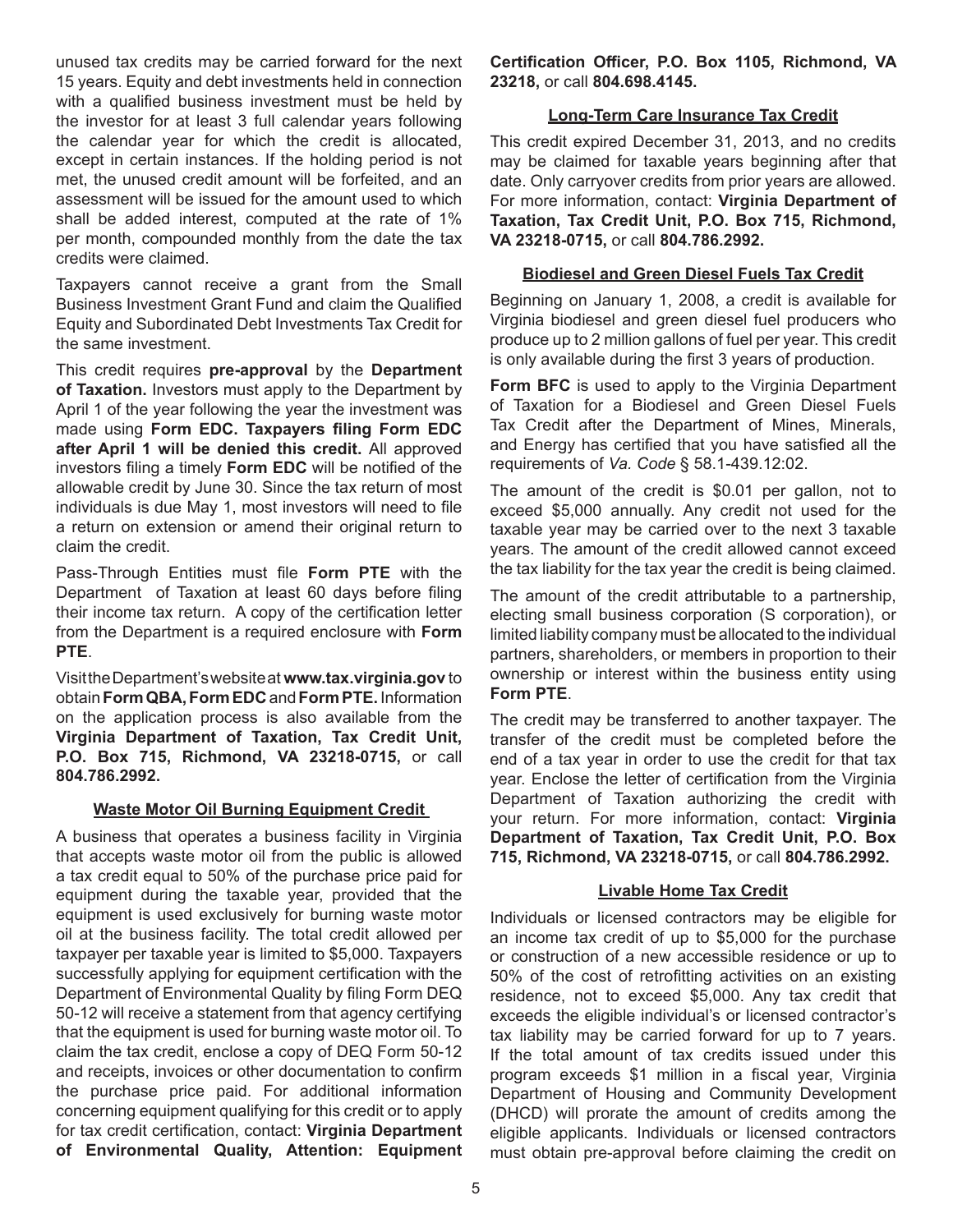unused tax credits may be carried forward for the next 15 years. Equity and debt investments held in connection with a qualified business investment must be held by the investor for at least 3 full calendar years following the calendar year for which the credit is allocated, except in certain instances. If the holding period is not met, the unused credit amount will be forfeited, and an assessment will be issued for the amount used to which shall be added interest, computed at the rate of 1% per month, compounded monthly from the date the tax credits were claimed.

Taxpayers cannot receive a grant from the Small Business Investment Grant Fund and claim the Qualified Equity and Subordinated Debt Investments Tax Credit for the same investment.

This credit requires **pre-approval** by the **Department of Taxation.** Investors must apply to the Department by April 1 of the year following the year the investment was made using **Form EDC. Taxpayers filing Form EDC after April 1 will be denied this credit.** All approved investors filing a timely **Form EDC** will be notified of the allowable credit by June 30. Since the tax return of most individuals is due May 1, most investors will need to file a return on extension or amend their original return to claim the credit.

Pass-Through Entities must file **Form PTE** with the Department of Taxation at least 60 days before filing their income tax return. A copy of the certification letter from the Department is a required enclosure with **Form PTE**.

Visit the Department's website at **www.tax.virginia.gov** to obtain **Form QBA, Form EDC** and **Form PTE.** Information on the application process is also available from the **Virginia Department of Taxation, Tax Credit Unit, P.O. Box 715, Richmond, VA 23218-0715,** or call **804.786.2992.**

### Waste Motor Oil Burning Equipment Credit

A business that operates a business facility in Virginia that accepts waste motor oil from the public is allowed a tax credit equal to 50% of the purchase price paid for equipment during the taxable year, provided that the equipment is used exclusively for burning waste motor oil at the business facility. The total credit allowed per taxpayer per taxable year is limited to $5,000. Taxpayers successfully applying for equipment certification with the Department of Environmental Quality by filing Form DEQ 50-12 will receive a statement from that agency certifying that the equipment is used for burning waste motor oil. To claim the tax credit, enclose a copy of DEQ Form 50-12 and receipts, invoices or other documentation to confirm the purchase price paid. For additional information concerning equipment qualifying for this credit or to apply for tax credit certification, contact: **Virginia Department of Environmental Quality, Attention: Equipment Certification Officer, P.O. Box 1105, Richmond, VA 23218,** or call **804.698.4145.**

### Long-Term Care Insurance Tax Credit

This credit expired December 31, 2013, and no credits may be claimed for taxable years beginning after that date. Only carryover credits from prior years are allowed. For more information, contact: **Virginia Department of Taxation, Tax Credit Unit, P.O. Box 715, Richmond, VA 23218-0715,** or call **804.786.2992.**

### Biodiesel and Green Diesel Fuels Tax Credit

Beginning on January 1, 2008, a credit is available for Virginia biodiesel and green diesel fuel producers who produce up to 2 million gallons of fuel per year. This credit is only available during the first 3 years of production.

**Form BFC** is used to apply to the Virginia Department of Taxation for a Biodiesel and Green Diesel Fuels Tax Credit after the Department of Mines, Minerals, and Energy has certified that you have satisfied all the requirements of *Va. Code* § 58.1-439.12:02.

The amount of the credit is $0.01 per gallon, not to exceed $5,000 annually. Any credit not used for the taxable year may be carried over to the next 3 taxable years. The amount of the credit allowed cannot exceed the tax liability for the tax year the credit is being claimed.

The amount of the credit attributable to a partnership, electing small business corporation (S corporation), or limited liability company must be allocated to the individual partners, shareholders, or members in proportion to their ownership or interest within the business entity using **Form PTE**.

The credit may be transferred to another taxpayer. The transfer of the credit must be completed before the end of a tax year in order to use the credit for that tax year. Enclose the letter of certification from the Virginia Department of Taxation authorizing the credit with your return. For more information, contact: **Virginia Department of Taxation, Tax Credit Unit, P.O. Box 715, Richmond, VA 23218-0715,** or call **804.786.2992.**

### Livable Home Tax Credit

Individuals or licensed contractors may be eligible for an income tax credit of up to $5,000 for the purchase or construction of a new accessible residence or up to 50% of the cost of retrofitting activities on an existing residence, not to exceed $5,000. Any tax credit that exceeds the eligible individual's or licensed contractor's tax liability may be carried forward for up to 7 years. If the total amount of tax credits issued under this program exceeds $1 million in a fiscal year, Virginia Department of Housing and Community Development (DHCD) will prorate the amount of credits among the eligible applicants. Individuals or licensed contractors must obtain pre-approval before claiming the credit on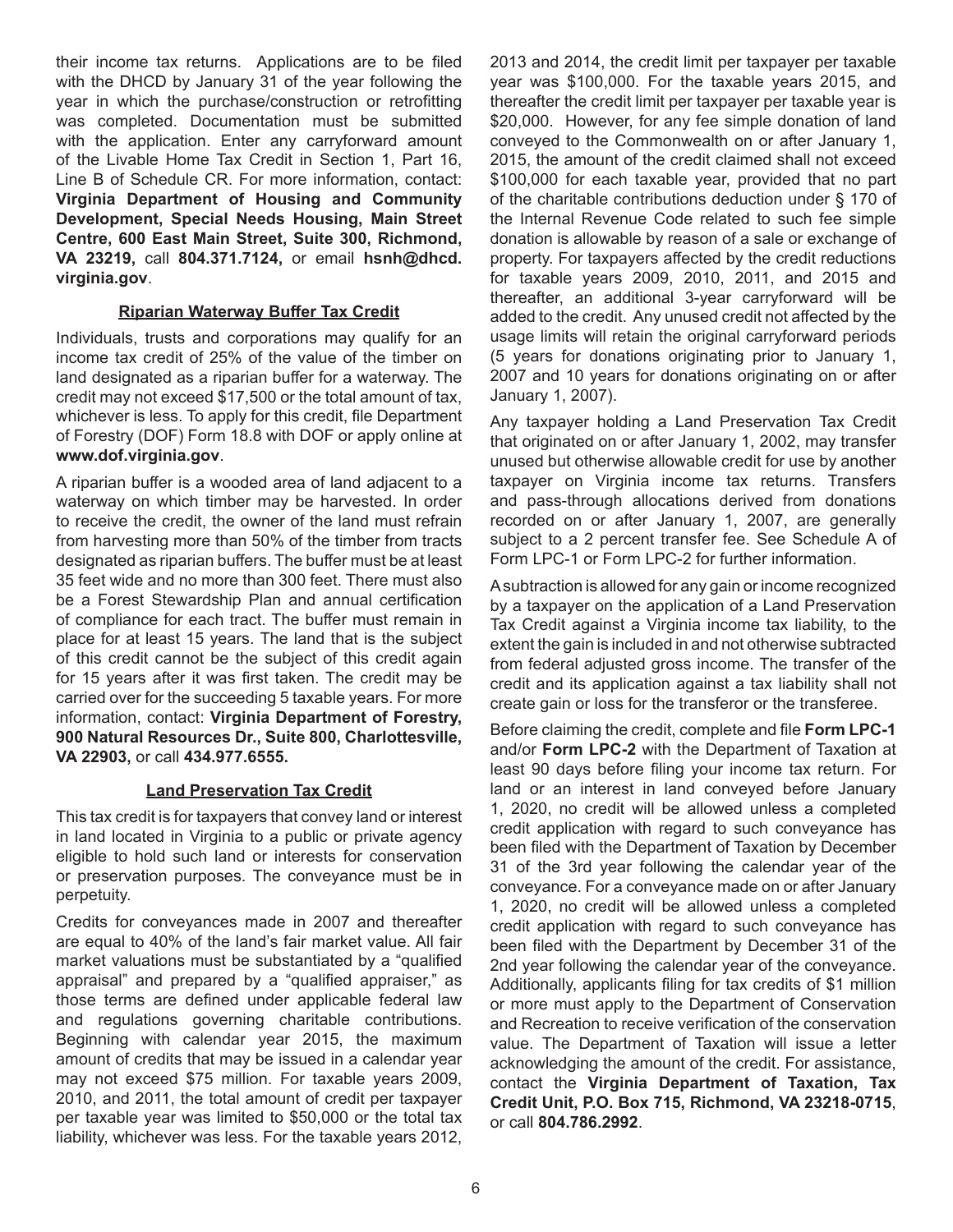their income tax returns. Applications are to be filed with the DHCD by January 31 of the year following the year in which the purchase/construction or retrofitting was completed. Documentation must be submitted with the application. Enter any carryforward amount of the Livable Home Tax Credit in Section 1, Part 16, Line B of Schedule CR. For more information, contact: **Virginia Department of Housing and Community Development, Special Needs Housing, Main Street Centre, 600 East Main Street, Suite 300, Richmond, VA 23219,** call **804.371.7124,** or email **hsnh@dhcd.virginia.gov**.

### Riparian Waterway Buffer Tax Credit

Individuals, trusts and corporations may qualify for an income tax credit of 25% of the value of the timber on land designated as a riparian buffer for a waterway. The credit may not exceed $17,500 or the total amount of tax, whichever is less. To apply for this credit, file Department of Forestry (DOF) Form 18.8 with DOF or apply online at **www.dof.virginia.gov**.

A riparian buffer is a wooded area of land adjacent to a waterway on which timber may be harvested. In order to receive the credit, the owner of the land must refrain from harvesting more than 50% of the timber from tracts designated as riparian buffers. The buffer must be at least 35 feet wide and no more than 300 feet. There must also be a Forest Stewardship Plan and annual certification of compliance for each tract. The buffer must remain in place for at least 15 years. The land that is the subject of this credit cannot be the subject of this credit again for 15 years after it was first taken. The credit may be carried over for the succeeding 5 taxable years. For more information, contact: **Virginia Department of Forestry, 900 Natural Resources Dr., Suite 800, Charlottesville, VA 22903,** or call **434.977.6555.**

### Land Preservation Tax Credit

This tax credit is for taxpayers that convey land or interest in land located in Virginia to a public or private agency eligible to hold such land or interests for conservation or preservation purposes. The conveyance must be in perpetuity.

Credits for conveyances made in 2007 and thereafter are equal to 40% of the land's fair market value. All fair market valuations must be substantiated by a "qualified appraisal" and prepared by a "qualified appraiser," as those terms are defined under applicable federal law and regulations governing charitable contributions. Beginning with calendar year 2015, the maximum amount of credits that may be issued in a calendar year may not exceed $75 million. For taxable years 2009, 2010, and 2011, the total amount of credit per taxpayer per taxable year was limited to $50,000 or the total tax liability, whichever was less. For the taxable years 2012, 2013 and 2014, the credit limit per taxpayer per taxable year was $100,000. For the taxable years 2015, and thereafter the credit limit per taxpayer per taxable year is $20,000. However, for any fee simple donation of land conveyed to the Commonwealth on or after January 1, 2015, the amount of the credit claimed shall not exceed $100,000 for each taxable year, provided that no part of the charitable contributions deduction under § 170 of the Internal Revenue Code related to such fee simple donation is allowable by reason of a sale or exchange of property. For taxpayers affected by the credit reductions for taxable years 2009, 2010, 2011, and 2015 and thereafter, an additional 3-year carryforward will be added to the credit. Any unused credit not affected by the usage limits will retain the original carryforward periods (5 years for donations originating prior to January 1, 2007 and 10 years for donations originating on or after January 1, 2007).

Any taxpayer holding a Land Preservation Tax Credit that originated on or after January 1, 2002, may transfer unused but otherwise allowable credit for use by another taxpayer on Virginia income tax returns. Transfers and pass-through allocations derived from donations recorded on or after January 1, 2007, are generally subject to a 2 percent transfer fee. See Schedule A of Form LPC-1 or Form LPC-2 for further information.

A subtraction is allowed for any gain or income recognized by a taxpayer on the application of a Land Preservation Tax Credit against a Virginia income tax liability, to the extent the gain is included in and not otherwise subtracted from federal adjusted gross income. The transfer of the credit and its application against a tax liability shall not create gain or loss for the transferor or the transferee.

Before claiming the credit, complete and file **Form LPC-1** and/or **Form LPC-2** with the Department of Taxation at least 90 days before filing your income tax return. For land or an interest in land conveyed before January 1, 2020, no credit will be allowed unless a completed credit application with regard to such conveyance has been filed with the Department of Taxation by December 31 of the 3rd year following the calendar year of the conveyance. For a conveyance made on or after January 1, 2020, no credit will be allowed unless a completed credit application with regard to such conveyance has been filed with the Department by December 31 of the 2nd year following the calendar year of the conveyance. Additionally, applicants filing for tax credits of $1 million or more must apply to the Department of Conservation and Recreation to receive verification of the conservation value. The Department of Taxation will issue a letter acknowledging the amount of the credit. For assistance, contact the **Virginia Department of Taxation, Tax Credit Unit, P.O. Box 715, Richmond, VA 23218-0715**, or call **804.786.2992**.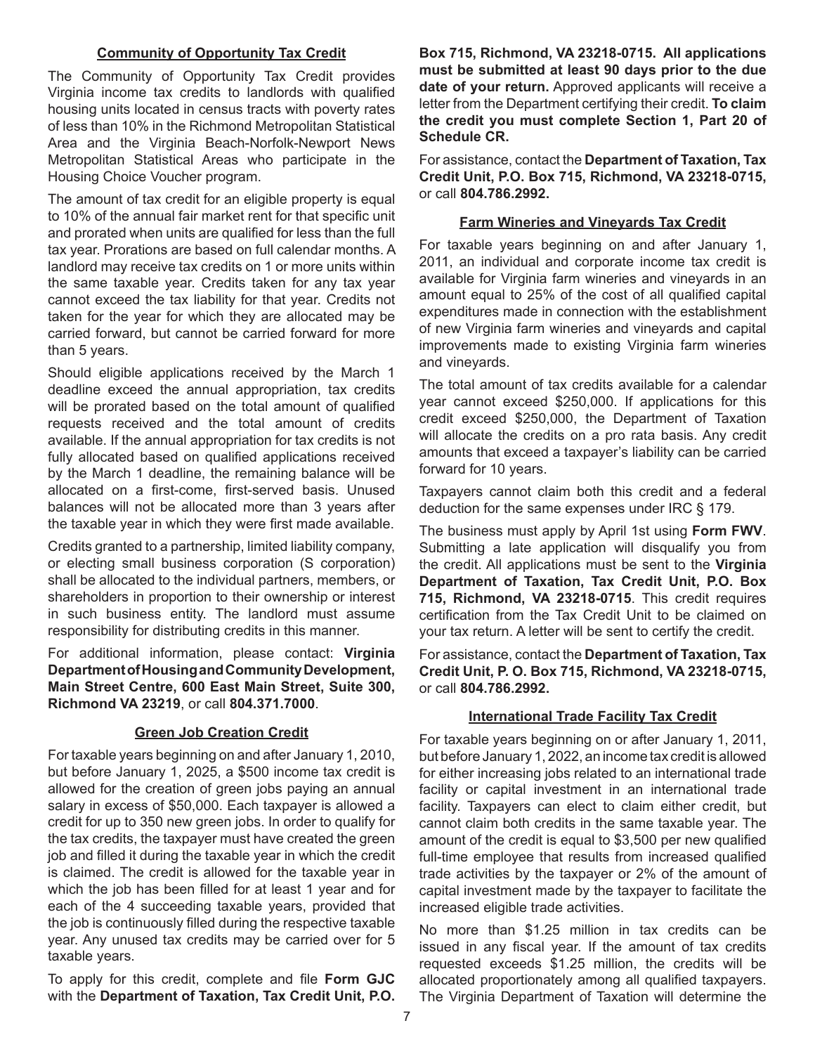### Community of Opportunity Tax Credit

The Community of Opportunity Tax Credit provides Virginia income tax credits to landlords with qualified housing units located in census tracts with poverty rates of less than 10% in the Richmond Metropolitan Statistical Area and the Virginia Beach-Norfolk-Newport News Metropolitan Statistical Areas who participate in the Housing Choice Voucher program.

The amount of tax credit for an eligible property is equal to 10% of the annual fair market rent for that specific unit and prorated when units are qualified for less than the full tax year. Prorations are based on full calendar months. A landlord may receive tax credits on 1 or more units within the same taxable year. Credits taken for any tax year cannot exceed the tax liability for that year. Credits not taken for the year for which they are allocated may be carried forward, but cannot be carried forward for more than 5 years.

Should eligible applications received by the March 1 deadline exceed the annual appropriation, tax credits will be prorated based on the total amount of qualified requests received and the total amount of credits available. If the annual appropriation for tax credits is not fully allocated based on qualified applications received by the March 1 deadline, the remaining balance will be allocated on a first-come, first-served basis. Unused balances will not be allocated more than 3 years after the taxable year in which they were first made available.

Credits granted to a partnership, limited liability company, or electing small business corporation (S corporation) shall be allocated to the individual partners, members, or shareholders in proportion to their ownership or interest in such business entity. The landlord must assume responsibility for distributing credits in this manner.

For additional information, please contact: **Virginia Department of Housing and Community Development, Main Street Centre, 600 East Main Street, Suite 300, Richmond VA 23219**, or call **804.371.7000**.

### Green Job Creation Credit

For taxable years beginning on and after January 1, 2010, but before January 1, 2025, a $500 income tax credit is allowed for the creation of green jobs paying an annual salary in excess of $50,000. Each taxpayer is allowed a credit for up to 350 new green jobs. In order to qualify for the tax credits, the taxpayer must have created the green job and filled it during the taxable year in which the credit is claimed. The credit is allowed for the taxable year in which the job has been filled for at least 1 year and for each of the 4 succeeding taxable years, provided that the job is continuously filled during the respective taxable year. Any unused tax credits may be carried over for 5 taxable years.

To apply for this credit, complete and file **Form GJC** with the **Department of Taxation, Tax Credit Unit, P.O. Box 715, Richmond, VA 23218-0715. All applications must be submitted at least 90 days prior to the due date of your return.** Approved applicants will receive a letter from the Department certifying their credit. **To claim the credit you must complete Section 1, Part 20 of Schedule CR.**

For assistance, contact the **Department of Taxation, Tax Credit Unit, P.O. Box 715, Richmond, VA 23218-0715,** or call **804.786.2992.**

### Farm Wineries and Vineyards Tax Credit

For taxable years beginning on and after January 1, 2011, an individual and corporate income tax credit is available for Virginia farm wineries and vineyards in an amount equal to 25% of the cost of all qualified capital expenditures made in connection with the establishment of new Virginia farm wineries and vineyards and capital improvements made to existing Virginia farm wineries and vineyards.

The total amount of tax credits available for a calendar year cannot exceed $250,000. If applications for this credit exceed $250,000, the Department of Taxation will allocate the credits on a pro rata basis. Any credit amounts that exceed a taxpayer's liability can be carried forward for 10 years.

Taxpayers cannot claim both this credit and a federal deduction for the same expenses under IRC § 179.

The business must apply by April 1st using **Form FWV**. Submitting a late application will disqualify you from the credit. All applications must be sent to the **Virginia Department of Taxation, Tax Credit Unit, P.O. Box 715, Richmond, VA 23218-0715**. This credit requires certification from the Tax Credit Unit to be claimed on your tax return. A letter will be sent to certify the credit.

For assistance, contact the **Department of Taxation, Tax Credit Unit, P. O. Box 715, Richmond, VA 23218-0715,** or call **804.786.2992.**

### International Trade Facility Tax Credit

For taxable years beginning on or after January 1, 2011, but before January 1, 2022, an income tax credit is allowed for either increasing jobs related to an international trade facility or capital investment in an international trade facility. Taxpayers can elect to claim either credit, but cannot claim both credits in the same taxable year. The amount of the credit is equal to $3,500 per new qualified full-time employee that results from increased qualified trade activities by the taxpayer or 2% of the amount of capital investment made by the taxpayer to facilitate the increased eligible trade activities.

No more than $1.25 million in tax credits can be issued in any fiscal year. If the amount of tax credits requested exceeds $1.25 million, the credits will be allocated proportionately among all qualified taxpayers. The Virginia Department of Taxation will determine the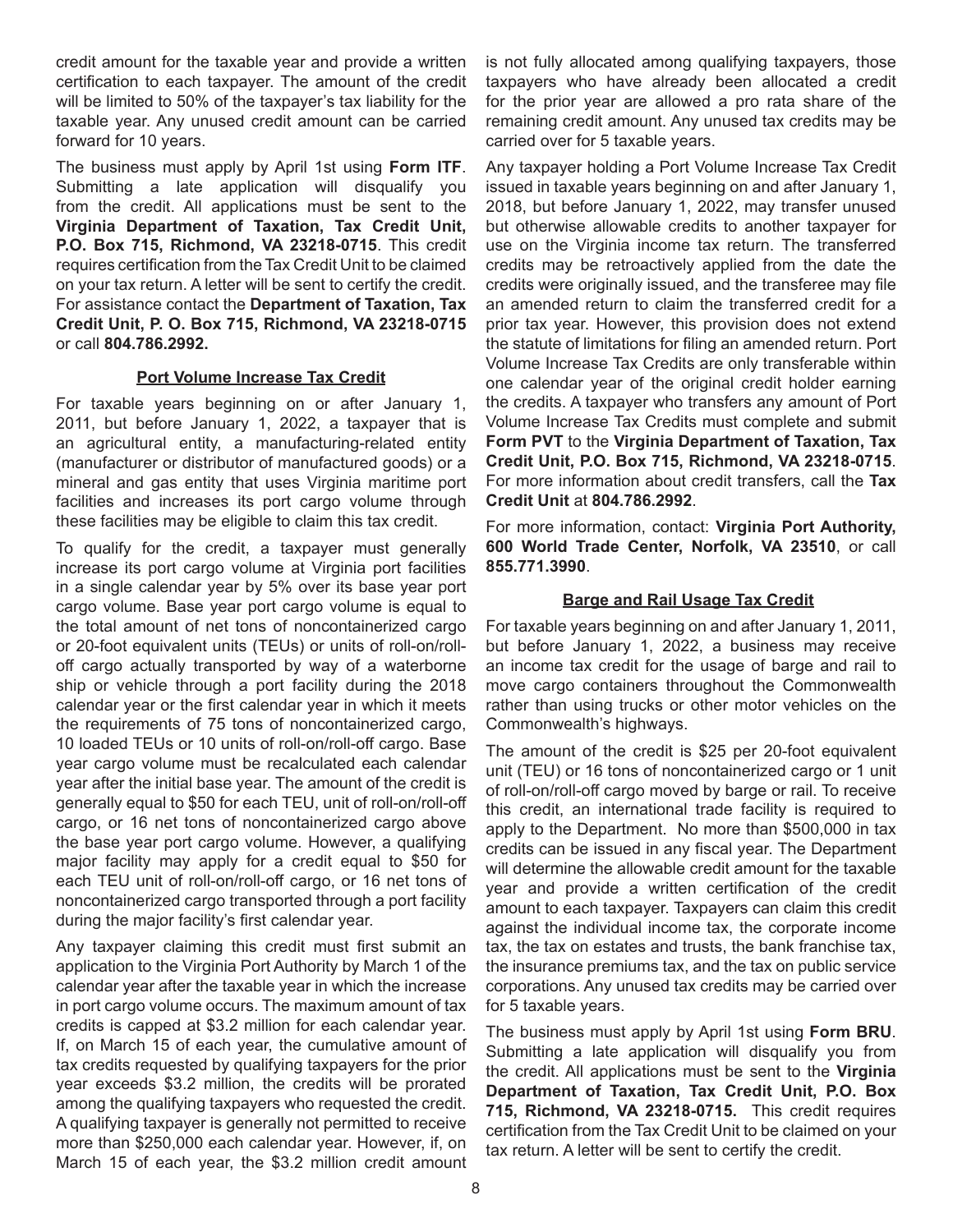credit amount for the taxable year and provide a written certification to each taxpayer. The amount of the credit will be limited to 50% of the taxpayer's tax liability for the taxable year. Any unused credit amount can be carried forward for 10 years.

The business must apply by April 1st using **Form ITF**. Submitting a late application will disqualify you from the credit. All applications must be sent to the **Virginia Department of Taxation, Tax Credit Unit, P.O. Box 715, Richmond, VA 23218-0715**. This credit requires certification from the Tax Credit Unit to be claimed on your tax return. A letter will be sent to certify the credit. For assistance contact the **Department of Taxation, Tax Credit Unit, P. O. Box 715, Richmond, VA 23218-0715** or call **804.786.2992.**

### Port Volume Increase Tax Credit

For taxable years beginning on or after January 1, 2011, but before January 1, 2022, a taxpayer that is an agricultural entity, a manufacturing-related entity (manufacturer or distributor of manufactured goods) or a mineral and gas entity that uses Virginia maritime port facilities and increases its port cargo volume through these facilities may be eligible to claim this tax credit.

To qualify for the credit, a taxpayer must generally increase its port cargo volume at Virginia port facilities in a single calendar year by 5% over its base year port cargo volume. Base year port cargo volume is equal to the total amount of net tons of noncontainerized cargo or 20-foot equivalent units (TEUs) or units of roll-on/roll-off cargo actually transported by way of a waterborne ship or vehicle through a port facility during the 2018 calendar year or the first calendar year in which it meets the requirements of 75 tons of noncontainerized cargo, 10 loaded TEUs or 10 units of roll-on/roll-off cargo. Base year cargo volume must be recalculated each calendar year after the initial base year. The amount of the credit is generally equal to $50 for each TEU, unit of roll-on/roll-off cargo, or 16 net tons of noncontainerized cargo above the base year port cargo volume. However, a qualifying major facility may apply for a credit equal to $50 for each TEU unit of roll-on/roll-off cargo, or 16 net tons of noncontainerized cargo transported through a port facility during the major facility's first calendar year.

Any taxpayer claiming this credit must first submit an application to the Virginia Port Authority by March 1 of the calendar year after the taxable year in which the increase in port cargo volume occurs. The maximum amount of tax credits is capped at $3.2 million for each calendar year. If, on March 15 of each year, the cumulative amount of tax credits requested by qualifying taxpayers for the prior year exceeds $3.2 million, the credits will be prorated among the qualifying taxpayers who requested the credit. A qualifying taxpayer is generally not permitted to receive more than $250,000 each calendar year. However, if, on March 15 of each year, the $3.2 million credit amount is not fully allocated among qualifying taxpayers, those taxpayers who have already been allocated a credit for the prior year are allowed a pro rata share of the remaining credit amount. Any unused tax credits may be carried over for 5 taxable years.

Any taxpayer holding a Port Volume Increase Tax Credit issued in taxable years beginning on and after January 1, 2018, but before January 1, 2022, may transfer unused but otherwise allowable credits to another taxpayer for use on the Virginia income tax return. The transferred credits may be retroactively applied from the date the credits were originally issued, and the transferee may file an amended return to claim the transferred credit for a prior tax year. However, this provision does not extend the statute of limitations for filing an amended return. Port Volume Increase Tax Credits are only transferable within one calendar year of the original credit holder earning the credits. A taxpayer who transfers any amount of Port Volume Increase Tax Credits must complete and submit **Form PVT** to the **Virginia Department of Taxation, Tax Credit Unit, P.O. Box 715, Richmond, VA 23218-0715**. For more information about credit transfers, call the **Tax Credit Unit** at **804.786.2992**.

For more information, contact: **Virginia Port Authority, 600 World Trade Center, Norfolk, VA 23510**, or call **855.771.3990**.

### Barge and Rail Usage Tax Credit

For taxable years beginning on and after January 1, 2011, but before January 1, 2022, a business may receive an income tax credit for the usage of barge and rail to move cargo containers throughout the Commonwealth rather than using trucks or other motor vehicles on the Commonwealth's highways.

The amount of the credit is $25 per 20-foot equivalent unit (TEU) or 16 tons of noncontainerized cargo or 1 unit of roll-on/roll-off cargo moved by barge or rail. To receive this credit, an international trade facility is required to apply to the Department. No more than $500,000 in tax credits can be issued in any fiscal year. The Department will determine the allowable credit amount for the taxable year and provide a written certification of the credit amount to each taxpayer. Taxpayers can claim this credit against the individual income tax, the corporate income tax, the tax on estates and trusts, the bank franchise tax, the insurance premiums tax, and the tax on public service corporations. Any unused tax credits may be carried over for 5 taxable years.

The business must apply by April 1st using **Form BRU**. Submitting a late application will disqualify you from the credit. All applications must be sent to the **Virginia Department of Taxation, Tax Credit Unit, P.O. Box 715, Richmond, VA 23218-0715.** This credit requires certification from the Tax Credit Unit to be claimed on your tax return. A letter will be sent to certify the credit.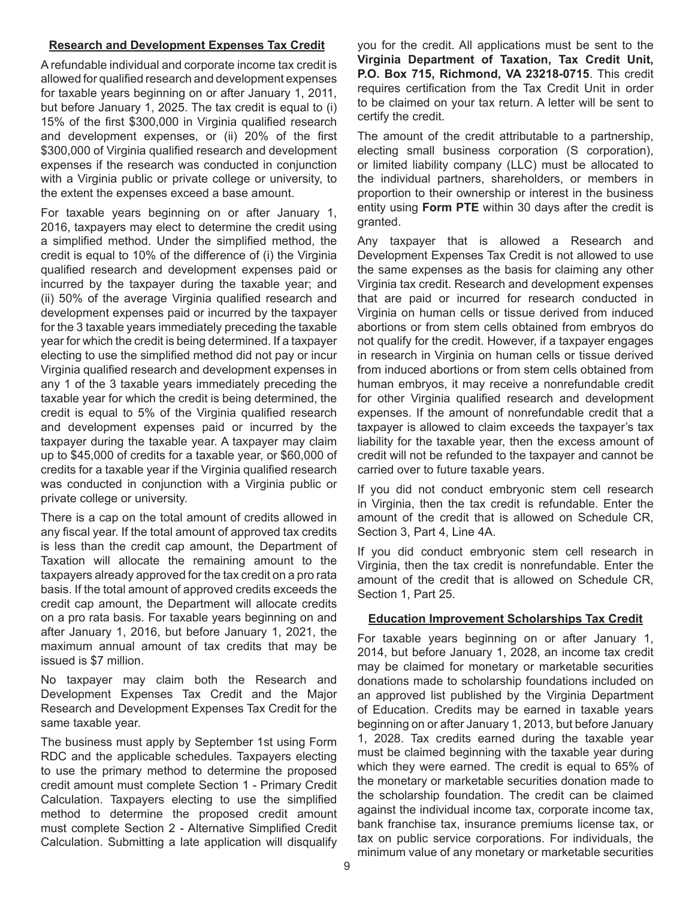## Research and Development Expenses Tax Credit

A refundable individual and corporate income tax credit is allowed for qualified research and development expenses for taxable years beginning on or after January 1, 2011, but before January 1, 2025. The tax credit is equal to (i) 15% of the first $300,000 in Virginia qualified research and development expenses, or (ii) 20% of the first $300,000 of Virginia qualified research and development expenses if the research was conducted in conjunction with a Virginia public or private college or university, to the extent the expenses exceed a base amount.

For taxable years beginning on or after January 1, 2016, taxpayers may elect to determine the credit using a simplified method. Under the simplified method, the credit is equal to 10% of the difference of (i) the Virginia qualified research and development expenses paid or incurred by the taxpayer during the taxable year; and (ii) 50% of the average Virginia qualified research and development expenses paid or incurred by the taxpayer for the 3 taxable years immediately preceding the taxable year for which the credit is being determined. If a taxpayer electing to use the simplified method did not pay or incur Virginia qualified research and development expenses in any 1 of the 3 taxable years immediately preceding the taxable year for which the credit is being determined, the credit is equal to 5% of the Virginia qualified research and development expenses paid or incurred by the taxpayer during the taxable year. A taxpayer may claim up to $45,000 of credits for a taxable year, or $60,000 of credits for a taxable year if the Virginia qualified research was conducted in conjunction with a Virginia public or private college or university.

There is a cap on the total amount of credits allowed in any fiscal year. If the total amount of approved tax credits is less than the credit cap amount, the Department of Taxation will allocate the remaining amount to the taxpayers already approved for the tax credit on a pro rata basis. If the total amount of approved credits exceeds the credit cap amount, the Department will allocate credits on a pro rata basis. For taxable years beginning on and after January 1, 2016, but before January 1, 2021, the maximum annual amount of tax credits that may be issued is $7 million.

No taxpayer may claim both the Research and Development Expenses Tax Credit and the Major Research and Development Expenses Tax Credit for the same taxable year.

The business must apply by September 1st using Form RDC and the applicable schedules. Taxpayers electing to use the primary method to determine the proposed credit amount must complete Section 1 - Primary Credit Calculation. Taxpayers electing to use the simplified method to determine the proposed credit amount must complete Section 2 - Alternative Simplified Credit Calculation. Submitting a late application will disqualify you for the credit. All applications must be sent to the **Virginia Department of Taxation, Tax Credit Unit, P.O. Box 715, Richmond, VA 23218-0715**. This credit requires certification from the Tax Credit Unit in order to be claimed on your tax return. A letter will be sent to certify the credit.

The amount of the credit attributable to a partnership, electing small business corporation (S corporation), or limited liability company (LLC) must be allocated to the individual partners, shareholders, or members in proportion to their ownership or interest in the business entity using **Form PTE** within 30 days after the credit is granted.

Any taxpayer that is allowed a Research and Development Expenses Tax Credit is not allowed to use the same expenses as the basis for claiming any other Virginia tax credit. Research and development expenses that are paid or incurred for research conducted in Virginia on human cells or tissue derived from induced abortions or from stem cells obtained from embryos do not qualify for the credit. However, if a taxpayer engages in research in Virginia on human cells or tissue derived from induced abortions or from stem cells obtained from human embryos, it may receive a nonrefundable credit for other Virginia qualified research and development expenses. If the amount of nonrefundable credit that a taxpayer is allowed to claim exceeds the taxpayer's tax liability for the taxable year, then the excess amount of credit will not be refunded to the taxpayer and cannot be carried over to future taxable years.

If you did not conduct embryonic stem cell research in Virginia, then the tax credit is refundable. Enter the amount of the credit that is allowed on Schedule CR, Section 3, Part 4, Line 4A.

If you did conduct embryonic stem cell research in Virginia, then the tax credit is nonrefundable. Enter the amount of the credit that is allowed on Schedule CR, Section 1, Part 25.

## Education Improvement Scholarships Tax Credit

For taxable years beginning on or after January 1, 2014, but before January 1, 2028, an income tax credit may be claimed for monetary or marketable securities donations made to scholarship foundations included on an approved list published by the Virginia Department of Education. Credits may be earned in taxable years beginning on or after January 1, 2013, but before January 1, 2028. Tax credits earned during the taxable year must be claimed beginning with the taxable year during which they were earned. The credit is equal to 65% of the monetary or marketable securities donation made to the scholarship foundation. The credit can be claimed against the individual income tax, corporate income tax, bank franchise tax, insurance premiums license tax, or tax on public service corporations. For individuals, the minimum value of any monetary or marketable securities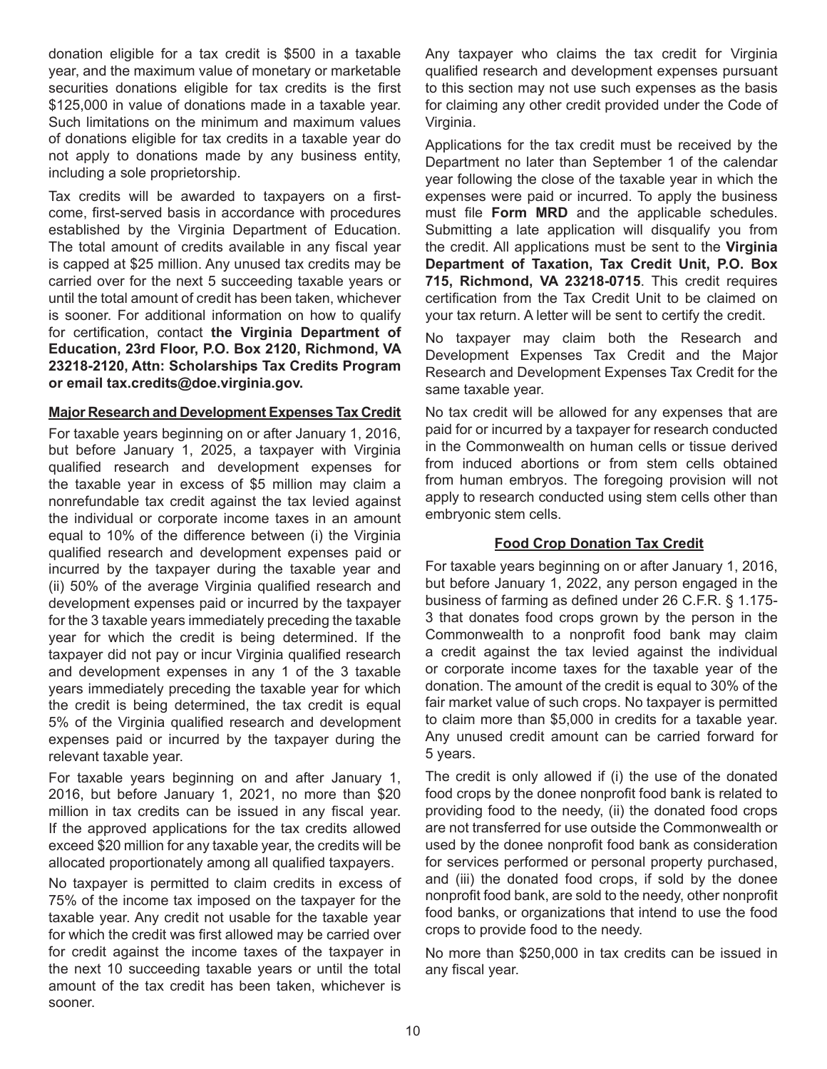donation eligible for a tax credit is $500 in a taxable year, and the maximum value of monetary or marketable securities donations eligible for tax credits is the first $125,000 in value of donations made in a taxable year. Such limitations on the minimum and maximum values of donations eligible for tax credits in a taxable year do not apply to donations made by any business entity, including a sole proprietorship.

Tax credits will be awarded to taxpayers on a first-come, first-served basis in accordance with procedures established by the Virginia Department of Education. The total amount of credits available in any fiscal year is capped at $25 million. Any unused tax credits may be carried over for the next 5 succeeding taxable years or until the total amount of credit has been taken, whichever is sooner. For additional information on how to qualify for certification, contact **the Virginia Department of Education, 23rd Floor, P.O. Box 2120, Richmond, VA 23218-2120, Attn: Scholarships Tax Credits Program or email tax.credits@doe.virginia.gov.**

## Major Research and Development Expenses Tax Credit

For taxable years beginning on or after January 1, 2016, but before January 1, 2025, a taxpayer with Virginia qualified research and development expenses for the taxable year in excess of $5 million may claim a nonrefundable tax credit against the tax levied against the individual or corporate income taxes in an amount equal to 10% of the difference between (i) the Virginia qualified research and development expenses paid or incurred by the taxpayer during the taxable year and (ii) 50% of the average Virginia qualified research and development expenses paid or incurred by the taxpayer for the 3 taxable years immediately preceding the taxable year for which the credit is being determined. If the taxpayer did not pay or incur Virginia qualified research and development expenses in any 1 of the 3 taxable years immediately preceding the taxable year for which the credit is being determined, the tax credit is equal 5% of the Virginia qualified research and development expenses paid or incurred by the taxpayer during the relevant taxable year.

For taxable years beginning on and after January 1, 2016, but before January 1, 2021, no more than $20 million in tax credits can be issued in any fiscal year. If the approved applications for the tax credits allowed exceed $20 million for any taxable year, the credits will be allocated proportionately among all qualified taxpayers.

No taxpayer is permitted to claim credits in excess of 75% of the income tax imposed on the taxpayer for the taxable year. Any credit not usable for the taxable year for which the credit was first allowed may be carried over for credit against the income taxes of the taxpayer in the next 10 succeeding taxable years or until the total amount of the tax credit has been taken, whichever is sooner.

Any taxpayer who claims the tax credit for Virginia qualified research and development expenses pursuant to this section may not use such expenses as the basis for claiming any other credit provided under the Code of Virginia.

Applications for the tax credit must be received by the Department no later than September 1 of the calendar year following the close of the taxable year in which the expenses were paid or incurred. To apply the business must file **Form MRD** and the applicable schedules. Submitting a late application will disqualify you from the credit. All applications must be sent to the **Virginia Department of Taxation, Tax Credit Unit, P.O. Box 715, Richmond, VA 23218-0715**. This credit requires certification from the Tax Credit Unit to be claimed on your tax return. A letter will be sent to certify the credit.

No taxpayer may claim both the Research and Development Expenses Tax Credit and the Major Research and Development Expenses Tax Credit for the same taxable year.

No tax credit will be allowed for any expenses that are paid for or incurred by a taxpayer for research conducted in the Commonwealth on human cells or tissue derived from induced abortions or from stem cells obtained from human embryos. The foregoing provision will not apply to research conducted using stem cells other than embryonic stem cells.

## Food Crop Donation Tax Credit

For taxable years beginning on or after January 1, 2016, but before January 1, 2022, any person engaged in the business of farming as defined under 26 C.F.R. § 1.175-3 that donates food crops grown by the person in the Commonwealth to a nonprofit food bank may claim a credit against the tax levied against the individual or corporate income taxes for the taxable year of the donation. The amount of the credit is equal to 30% of the fair market value of such crops. No taxpayer is permitted to claim more than $5,000 in credits for a taxable year. Any unused credit amount can be carried forward for 5 years.

The credit is only allowed if (i) the use of the donated food crops by the donee nonprofit food bank is related to providing food to the needy, (ii) the donated food crops are not transferred for use outside the Commonwealth or used by the donee nonprofit food bank as consideration for services performed or personal property purchased, and (iii) the donated food crops, if sold by the donee nonprofit food bank, are sold to the needy, other nonprofit food banks, or organizations that intend to use the food crops to provide food to the needy.

No more than $250,000 in tax credits can be issued in any fiscal year.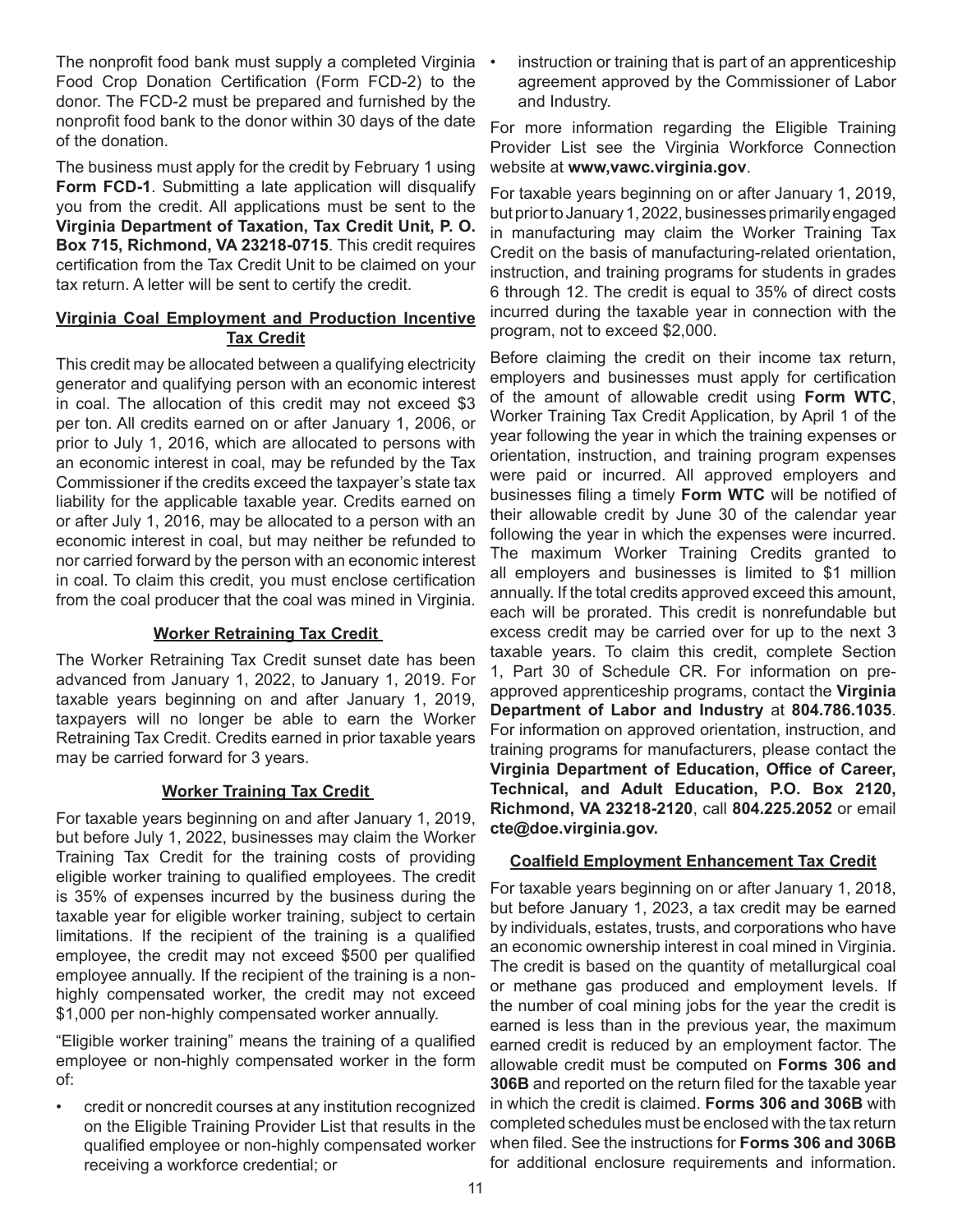The nonprofit food bank must supply a completed Virginia Food Crop Donation Certification (Form FCD-2) to the donor. The FCD-2 must be prepared and furnished by the nonprofit food bank to the donor within 30 days of the date of the donation.

The business must apply for the credit by February 1 using **Form FCD-1**. Submitting a late application will disqualify you from the credit. All applications must be sent to the **Virginia Department of Taxation, Tax Credit Unit, P. O. Box 715, Richmond, VA 23218-0715**. This credit requires certification from the Tax Credit Unit to be claimed on your tax return. A letter will be sent to certify the credit.

## Virginia Coal Employment and Production Incentive Tax Credit

This credit may be allocated between a qualifying electricity generator and qualifying person with an economic interest in coal. The allocation of this credit may not exceed $3 per ton. All credits earned on or after January 1, 2006, or prior to July 1, 2016, which are allocated to persons with an economic interest in coal, may be refunded by the Tax Commissioner if the credits exceed the taxpayer's state tax liability for the applicable taxable year. Credits earned on or after July 1, 2016, may be allocated to a person with an economic interest in coal, but may neither be refunded to nor carried forward by the person with an economic interest in coal. To claim this credit, you must enclose certification from the coal producer that the coal was mined in Virginia.

## Worker Retraining Tax Credit

The Worker Retraining Tax Credit sunset date has been advanced from January 1, 2022, to January 1, 2019. For taxable years beginning on and after January 1, 2019, taxpayers will no longer be able to earn the Worker Retraining Tax Credit. Credits earned in prior taxable years may be carried forward for 3 years.

## Worker Training Tax Credit

For taxable years beginning on and after January 1, 2019, but before July 1, 2022, businesses may claim the Worker Training Tax Credit for the training costs of providing eligible worker training to qualified employees. The credit is 35% of expenses incurred by the business during the taxable year for eligible worker training, subject to certain limitations. If the recipient of the training is a qualified employee, the credit may not exceed $500 per qualified employee annually. If the recipient of the training is a non-highly compensated worker, the credit may not exceed $1,000 per non-highly compensated worker annually.

"Eligible worker training" means the training of a qualified employee or non-highly compensated worker in the form of:

- credit or noncredit courses at any institution recognized on the Eligible Training Provider List that results in the qualified employee or non-highly compensated worker receiving a workforce credential; or
- instruction or training that is part of an apprenticeship agreement approved by the Commissioner of Labor and Industry.

For more information regarding the Eligible Training Provider List see the Virginia Workforce Connection website at **www,vawc.virginia.gov**.

For taxable years beginning on or after January 1, 2019, but prior to January 1, 2022, businesses primarily engaged in manufacturing may claim the Worker Training Tax Credit on the basis of manufacturing-related orientation, instruction, and training programs for students in grades 6 through 12. The credit is equal to 35% of direct costs incurred during the taxable year in connection with the program, not to exceed $2,000.

Before claiming the credit on their income tax return, employers and businesses must apply for certification of the amount of allowable credit using **Form WTC**, Worker Training Tax Credit Application, by April 1 of the year following the year in which the training expenses or orientation, instruction, and training program expenses were paid or incurred. All approved employers and businesses filing a timely **Form WTC** will be notified of their allowable credit by June 30 of the calendar year following the year in which the expenses were incurred. The maximum Worker Training Credits granted to all employers and businesses is limited to $1 million annually. If the total credits approved exceed this amount, each will be prorated. This credit is nonrefundable but excess credit may be carried over for up to the next 3 taxable years. To claim this credit, complete Section 1, Part 30 of Schedule CR. For information on pre-approved apprenticeship programs, contact the **Virginia Department of Labor and Industry** at **804.786.1035**. For information on approved orientation, instruction, and training programs for manufacturers, please contact the **Virginia Department of Education, Office of Career, Technical, and Adult Education, P.O. Box 2120, Richmond, VA 23218-2120**, call **804.225.2052** or email **cte@doe.virginia.gov.**

## Coalfield Employment Enhancement Tax Credit

For taxable years beginning on or after January 1, 2018, but before January 1, 2023, a tax credit may be earned by individuals, estates, trusts, and corporations who have an economic ownership interest in coal mined in Virginia. The credit is based on the quantity of metallurgical coal or methane gas produced and employment levels. If the number of coal mining jobs for the year the credit is earned is less than in the previous year, the maximum earned credit is reduced by an employment factor. The allowable credit must be computed on **Forms 306 and 306B** and reported on the return filed for the taxable year in which the credit is claimed. **Forms 306 and 306B** with completed schedules must be enclosed with the tax return when filed. See the instructions for **Forms 306 and 306B** for additional enclosure requirements and information.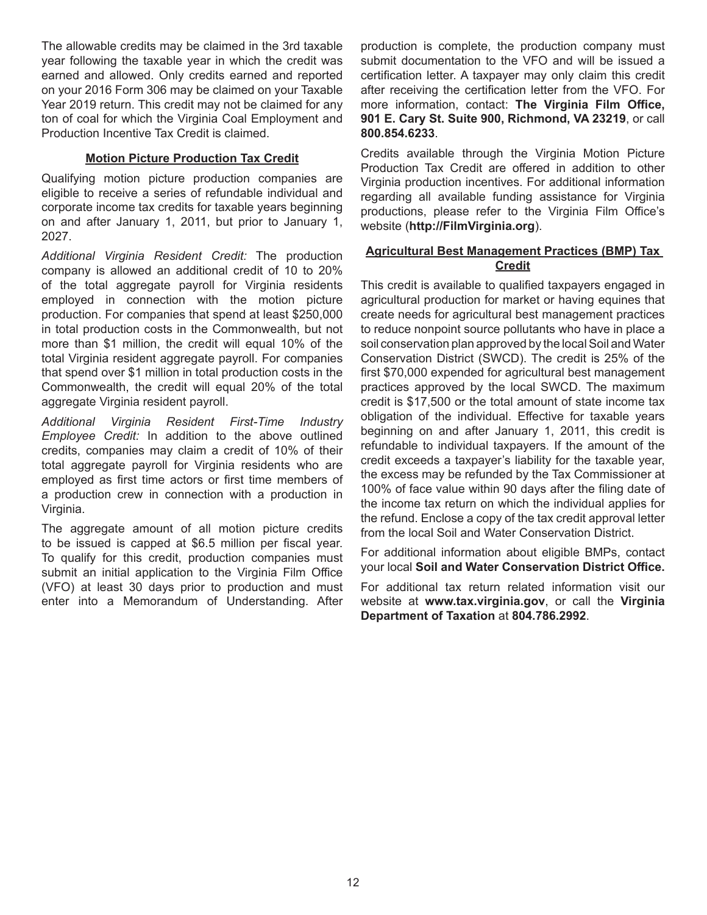The allowable credits may be claimed in the 3rd taxable year following the taxable year in which the credit was earned and allowed. Only credits earned and reported on your 2016 Form 306 may be claimed on your Taxable Year 2019 return. This credit may not be claimed for any ton of coal for which the Virginia Coal Employment and Production Incentive Tax Credit is claimed.

### Motion Picture Production Tax Credit

Qualifying motion picture production companies are eligible to receive a series of refundable individual and corporate income tax credits for taxable years beginning on and after January 1, 2011, but prior to January 1, 2027.

*Additional Virginia Resident Credit:* The production company is allowed an additional credit of 10 to 20% of the total aggregate payroll for Virginia residents employed in connection with the motion picture production. For companies that spend at least $250,000 in total production costs in the Commonwealth, but not more than $1 million, the credit will equal 10% of the total Virginia resident aggregate payroll. For companies that spend over $1 million in total production costs in the Commonwealth, the credit will equal 20% of the total aggregate Virginia resident payroll.

*Additional Virginia Resident First-Time Industry Employee Credit:* In addition to the above outlined credits, companies may claim a credit of 10% of their total aggregate payroll for Virginia residents who are employed as first time actors or first time members of a production crew in connection with a production in Virginia.

The aggregate amount of all motion picture credits to be issued is capped at $6.5 million per fiscal year. To qualify for this credit, production companies must submit an initial application to the Virginia Film Office (VFO) at least 30 days prior to production and must enter into a Memorandum of Understanding. After production is complete, the production company must submit documentation to the VFO and will be issued a certification letter. A taxpayer may only claim this credit after receiving the certification letter from the VFO. For more information, contact: **The Virginia Film Office, 901 E. Cary St. Suite 900, Richmond, VA 23219**, or call **800.854.6233**.

Credits available through the Virginia Motion Picture Production Tax Credit are offered in addition to other Virginia production incentives. For additional information regarding all available funding assistance for Virginia productions, please refer to the Virginia Film Office's website (**http://FilmVirginia.org**).

### Agricultural Best Management Practices (BMP) Tax Credit

This credit is available to qualified taxpayers engaged in agricultural production for market or having equines that create needs for agricultural best management practices to reduce nonpoint source pollutants who have in place a soil conservation plan approved by the local Soil and Water Conservation District (SWCD). The credit is 25% of the first $70,000 expended for agricultural best management practices approved by the local SWCD. The maximum credit is $17,500 or the total amount of state income tax obligation of the individual. Effective for taxable years beginning on and after January 1, 2011, this credit is refundable to individual taxpayers. If the amount of the credit exceeds a taxpayer's liability for the taxable year, the excess may be refunded by the Tax Commissioner at 100% of face value within 90 days after the filing date of the income tax return on which the individual applies for the refund. Enclose a copy of the tax credit approval letter from the local Soil and Water Conservation District.

For additional information about eligible BMPs, contact your local **Soil and Water Conservation District Office.**

For additional tax return related information visit our website at **www.tax.virginia.gov**, or call the **Virginia Department of Taxation** at **804.786.2992**.